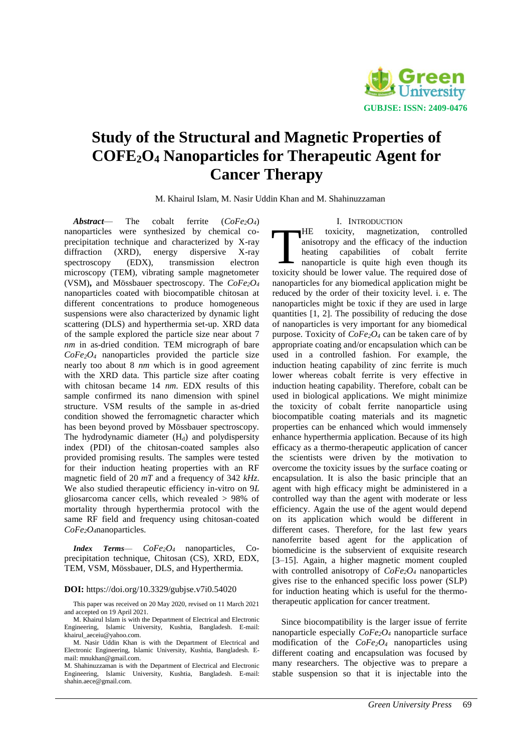# Study of the Structural and Magnetic Properties of $COFE_2O_4$ Nanoparticles for Therapeutic Agent for Cancer Therapy

M. Khairul Islam, M. Nasir Uddin Khan and M. Shahinuzzaman

***Abstract*— The cobalt ferrite ($CoFe_2O_4$) nanoparticles were synthesized by chemical co-precipitation technique and characterized by X-ray diffraction (XRD), energy dispersive X-ray spectroscopy (EDX), transmission electron microscopy (TEM), vibrating sample magnetometer (VSM), and Mössbauer spectroscopy. The $CoFe_2O_4$ nanoparticles coated with biocompatible chitosan at different concentrations to produce homogeneous suspensions were also characterized by dynamic light scattering (DLS) and hyperthermia set-up. XRD data of the sample explored the particle size near about 7 *nm* in as-dried condition. TEM micrograph of bare $CoFe_2O_4$ nanoparticles provided the particle size nearly too about 8 *nm* which is in good agreement with the XRD data. This particle size after coating with chitosan became 14 *nm*. EDX results of this sample confirmed its nano dimension with spinel structure. VSM results of the sample in as-dried condition showed the ferromagnetic character which has been beyond proved by Mössbauer spectroscopy. The hydrodynamic diameter ($H_d$) and polydispersity index (PDI) of the chitosan-coated samples also provided promising results. The samples were tested for their induction heating properties with an RF magnetic field of 20 *mT* and a frequency of 342 *kHz*. We also studied therapeutic efficiency in-vitro on 9*L* gliosarcoma cancer cells, which revealed > 98% of mortality through hyperthermia protocol with the same RF field and frequency using chitosan-coated $CoFe_2O_4$nanoparticles.

***Index Terms*— $CoFe_2O_4$ nanoparticles, Co-precipitation technique, Chitosan (CS), XRD, EDX, TEM, VSM, Mössbauer, DLS, and Hyperthermia.

**DOI:** https://doi.org/10.3329/gubjse.v7i0.54020

This paper was received on 20 May 2020, revised on 11 March 2021 and accepted on 19 April 2021.

M. Khairul Islam is with the Department of Electrical and Electronic Engineering, Islamic University, Kushtia, Bangladesh. E-mail: khairul_aeceiu@yahoo.com.

M. Nasir Uddin Khan is with the Department of Electrical and Electronic Engineering, Islamic University, Kushtia, Bangladesh. E-mail: mnukhan@gmail.com.

M. Shahinuzzaman is with the Department of Electrical and Electronic Engineering, Islamic University, Kushtia, Bangladesh. E-mail: shahin.aece@gmail.com.

## I. Introduction

THE toxicity, magnetization, controlled anisotropy and the efficacy of the induction heating capabilities of cobalt ferrite nanoparticle is quite high even though its toxicity should be lower value. The required dose of nanoparticles for any biomedical application might be reduced by the order of their toxicity level. i. e. The nanoparticles might be toxic if they are used in large quantities [1, 2]. The possibility of reducing the dose of nanoparticles is very important for any biomedical purpose. Toxicity of $CoFe_2O_4$ can be taken care of by appropriate coating and/or encapsulation which can be used in a controlled fashion. For example, the induction heating capability of zinc ferrite is much lower whereas cobalt ferrite is very effective in induction heating capability. Therefore, cobalt can be used in biological applications. We might minimize the toxicity of cobalt ferrite nanoparticle using biocompatible coating materials and its magnetic properties can be enhanced which would immensely enhance hyperthermia application. Because of its high efficacy as a thermo-therapeutic application of cancer the scientists were driven by the motivation to overcome the toxicity issues by the surface coating or encapsulation. It is also the basic principle that an agent with high efficacy might be administered in a controlled way than the agent with moderate or less efficiency. Again the use of the agent would depend on its application which would be different in different cases. Therefore, for the last few years nanoferrite based agent for the application of biomedicine is the subservient of exquisite research [3–15]. Again, a higher magnetic moment coupled with controlled anisotropy of $CoFe_2O_4$ nanoparticles gives rise to the enhanced specific loss power (SLP) for induction heating which is useful for the thermo-therapeutic application for cancer treatment.

Since biocompatibility is the larger issue of ferrite nanoparticle especially $CoFe_2O_4$ nanoparticle surface modification of the $CoFe_2O_4$ nanoparticles using different coating and encapsulation was focused by many researchers. The objective was to prepare a stable suspension so that it is injectable into the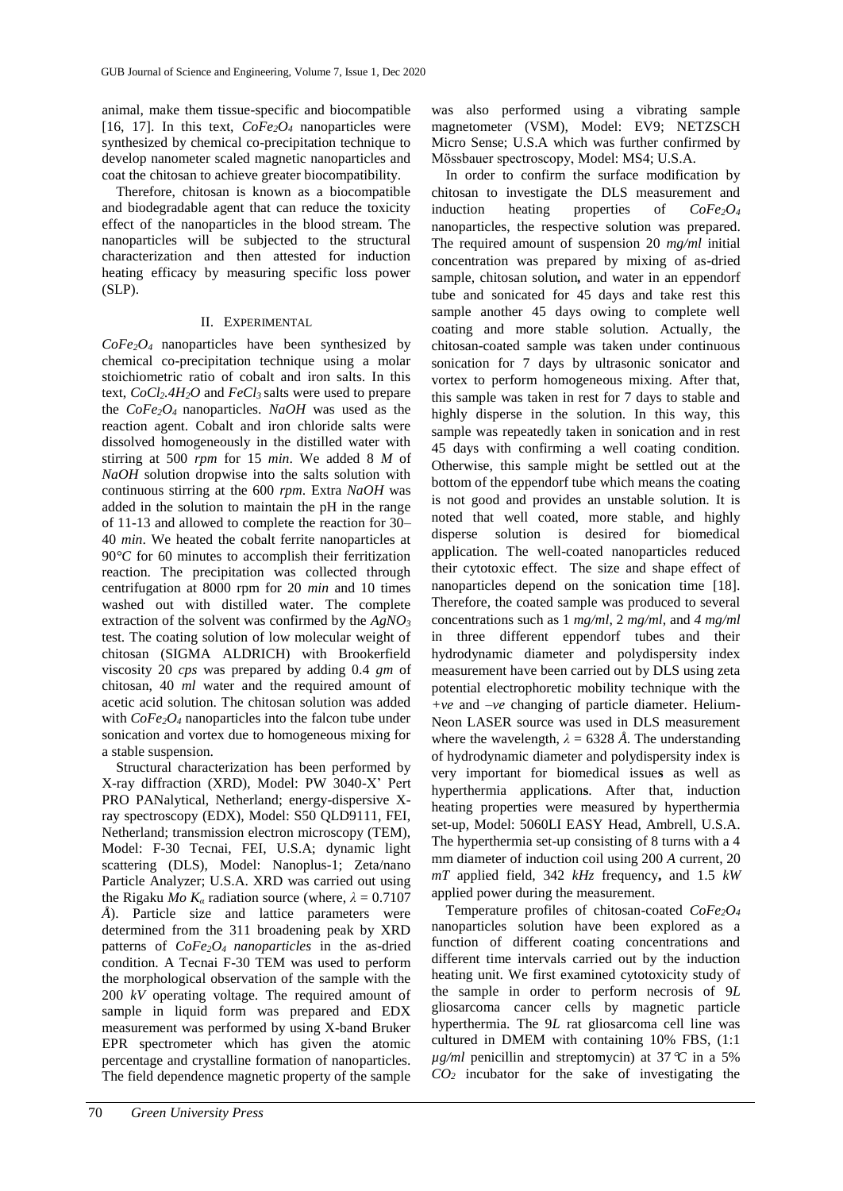animal, make them tissue-specific and biocompatible [16, 17]. In this text, $CoFe_2O_4$ nanoparticles were synthesized by chemical co-precipitation technique to develop nanometer scaled magnetic nanoparticles and coat the chitosan to achieve greater biocompatibility.

Therefore, chitosan is known as a biocompatible and biodegradable agent that can reduce the toxicity effect of the nanoparticles in the blood stream. The nanoparticles will be subjected to the structural characterization and then attested for induction heating efficacy by measuring specific loss power (SLP).

## II. EXPERIMENTAL

$CoFe_2O_4$ nanoparticles have been synthesized by chemical co-precipitation technique using a molar stoichiometric ratio of cobalt and iron salts. In this text, $CoCl_2.4H_2O$ and $FeCl_3$ salts were used to prepare the $CoFe_2O_4$ nanoparticles. $NaOH$ was used as the reaction agent. Cobalt and iron chloride salts were dissolved homogeneously in the distilled water with stirring at 500 *rpm* for 15 *min*. We added 8 *M* of $NaOH$ solution dropwise into the salts solution with continuous stirring at the 600 *rpm*. Extra $NaOH$ was added in the solution to maintain the pH in the range of 11-13 and allowed to complete the reaction for 30–40 *min*. We heated the cobalt ferrite nanoparticles at 90°*C* for 60 minutes to accomplish their ferritization reaction. The precipitation was collected through centrifugation at 8000 rpm for 20 *min* and 10 times washed out with distilled water. The complete extraction of the solvent was confirmed by the $AgNO_3$ test. The coating solution of low molecular weight of chitosan (SIGMA ALDRICH) with Brookerfield viscosity 20 *cps* was prepared by adding 0.4 *gm* of chitosan, 40 *ml* water and the required amount of acetic acid solution. The chitosan solution was added with $CoFe_2O_4$ nanoparticles into the falcon tube under sonication and vortex due to homogeneous mixing for a stable suspension.

Structural characterization has been performed by X-ray diffraction (XRD), Model: PW 3040-X' Pert PRO PANalytical, Netherland; energy-dispersive X-ray spectroscopy (EDX), Model: S50 QLD9111, FEI, Netherland; transmission electron microscopy (TEM), Model: F-30 Tecnai, FEI, U.S.A; dynamic light scattering (DLS), Model: Nanoplus-1; Zeta/nano Particle Analyzer; U.S.A. XRD was carried out using the Rigaku *Mo* $K_\alpha$ radiation source (where, $\lambda = 0.7107$ *Å*). Particle size and lattice parameters were determined from the 311 broadening peak by XRD patterns of $CoFe_2O_4$ *nanoparticles* in the as-dried condition. A Tecnai F-30 TEM was used to perform the morphological observation of the sample with the 200 *kV* operating voltage. The required amount of sample in liquid form was prepared and EDX measurement was performed by using X-band Bruker EPR spectrometer which has given the atomic percentage and crystalline formation of nanoparticles. The field dependence magnetic property of the sample was also performed using a vibrating sample magnetometer (VSM), Model: EV9; NETZSCH Micro Sense; U.S.A which was further confirmed by Mössbauer spectroscopy, Model: MS4; U.S.A.

In order to confirm the surface modification by chitosan to investigate the DLS measurement and induction heating properties of $CoFe_2O_4$ nanoparticles, the respective solution was prepared. The required amount of suspension 20 *mg/ml* initial concentration was prepared by mixing of as-dried sample, chitosan solution**,** and water in an eppendorf tube and sonicated for 45 days and take rest this sample another 45 days owing to complete well coating and more stable solution. Actually, the chitosan-coated sample was taken under continuous sonication for 7 days by ultrasonic sonicator and vortex to perform homogeneous mixing. After that, this sample was taken in rest for 7 days to stable and highly disperse in the solution. In this way, this sample was repeatedly taken in sonication and in rest 45 days with confirming a well coating condition. Otherwise, this sample might be settled out at the bottom of the eppendorf tube which means the coating is not good and provides an unstable solution. It is noted that well coated, more stable, and highly disperse solution is desired for biomedical application. The well-coated nanoparticles reduced their cytotoxic effect. The size and shape effect of nanoparticles depend on the sonication time [18]. Therefore, the coated sample was produced to several concentrations such as 1 *mg/ml*, 2 *mg/ml*, and *4 mg/ml* in three different eppendorf tubes and their hydrodynamic diameter and polydispersity index measurement have been carried out by DLS using zeta potential electrophoretic mobility technique with the *+ve* and *–ve* changing of particle diameter. Helium-Neon LASER source was used in DLS measurement where the wavelength, $\lambda = 6328$ *Å*. The understanding of hydrodynamic diameter and polydispersity index is very important for biomedical issue**s** as well as hyperthermia application**s**. After that, induction heating properties were measured by hyperthermia set-up, Model: 5060LI EASY Head, Ambrell, U.S.A. The hyperthermia set-up consisting of 8 turns with a 4 mm diameter of induction coil using 200 *A* current, 20 *mT* applied field, 342 *kHz* frequency**,** and 1.5 *kW* applied power during the measurement.

Temperature profiles of chitosan-coated $CoFe_2O_4$ nanoparticles solution have been explored as a function of different coating concentrations and different time intervals carried out by the induction heating unit. We first examined cytotoxicity study of the sample in order to perform necrosis of 9*L* gliosarcoma cancer cells by magnetic particle hyperthermia. The 9*L* rat gliosarcoma cell line was cultured in DMEM with containing 10% FBS, (1:1 *µg/ml* penicillin and streptomycin) at 37 ℃ in a 5% $CO_2$ incubator for the sake of investigating the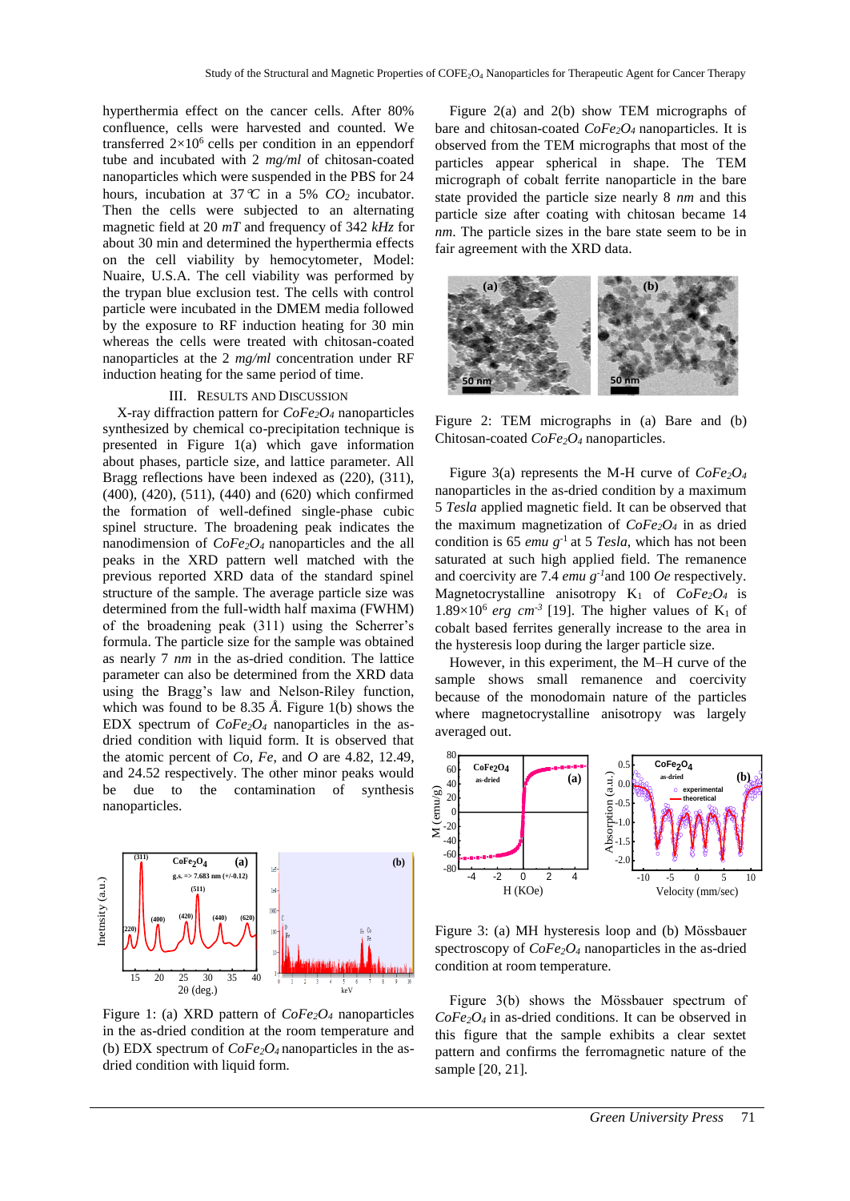hyperthermia effect on the cancer cells. After 80% confluence, cells were harvested and counted. We transferred $2\times10^6$ cells per condition in an eppendorf tube and incubated with 2 *mg/ml* of chitosan-coated nanoparticles which were suspended in the PBS for 24 hours, incubation at 37℃ in a 5% $CO_2$ incubator. Then the cells were subjected to an alternating magnetic field at 20 *mT* and frequency of 342 *kHz* for about 30 min and determined the hyperthermia effects on the cell viability by hemocytometer, Model: Nuaire, U.S.A. The cell viability was performed by the trypan blue exclusion test. The cells with control particle were incubated in the DMEM media followed by the exposure to RF induction heating for 30 min whereas the cells were treated with chitosan-coated nanoparticles at the 2 *mg/ml* concentration under RF induction heating for the same period of time.

## III. Results and Discussion

X-ray diffraction pattern for $CoFe_2O_4$ nanoparticles synthesized by chemical co-precipitation technique is presented in Figure 1(a) which gave information about phases, particle size, and lattice parameter. All Bragg reflections have been indexed as (220), (311), (400), (420), (511), (440) and (620) which confirmed the formation of well-defined single-phase cubic spinel structure. The broadening peak indicates the nanodimension of $CoFe_2O_4$ nanoparticles and the all peaks in the XRD pattern well matched with the previous reported XRD data of the standard spinel structure of the sample. The average particle size was determined from the full-width half maxima (FWHM) of the broadening peak (311) using the Scherrer's formula. The particle size for the sample was obtained as nearly 7 *nm* in the as-dried condition. The lattice parameter can also be determined from the XRD data using the Bragg's law and Nelson-Riley function, which was found to be 8.35 *Å*. Figure 1(b) shows the EDX spectrum of $CoFe_2O_4$ nanoparticles in the as-dried condition with liquid form. It is observed that the atomic percent of *Co*, *Fe*, and *O* are 4.82, 12.49, and 24.52 respectively. The other minor peaks would be due to the contamination of synthesis nanoparticles.

Figure 1: (a) XRD pattern of $CoFe_2O_4$ nanoparticles in the as-dried condition at the room temperature and (b) EDX spectrum of $CoFe_2O_4$ nanoparticles in the as-dried condition with liquid form.

Figure 2(a) and 2(b) show TEM micrographs of bare and chitosan-coated $CoFe_2O_4$ nanoparticles. It is observed from the TEM micrographs that most of the particles appear spherical in shape. The TEM micrograph of cobalt ferrite nanoparticle in the bare state provided the particle size nearly 8 *nm* and this particle size after coating with chitosan became 14 *nm*. The particle sizes in the bare state seem to be in fair agreement with the XRD data.

Figure 2: TEM micrographs in (a) Bare and (b) Chitosan-coated $CoFe_2O_4$ nanoparticles.

Figure 3(a) represents the M-H curve of $CoFe_2O_4$ nanoparticles in the as-dried condition by a maximum 5 *Tesla* applied magnetic field. It can be observed that the maximum magnetization of $CoFe_2O_4$ in as dried condition is 65 $emu\ g^{-1}$ at 5 *Tesla*, which has not been saturated at such high applied field. The remanence and coercivity are 7.4 $emu\ g^{-1}$ and 100 *Oe* respectively. Magnetocrystalline anisotropy $K_1$ of $CoFe_2O_4$ is $1.89\times10^6$ $erg\ cm^{-3}$ [19]. The higher values of $K_1$ of cobalt based ferrites generally increase to the area in the hysteresis loop during the larger particle size.

However, in this experiment, the M–H curve of the sample shows small remanence and coercivity because of the monodomain nature of the particles where magnetocrystalline anisotropy was largely averaged out.

Figure 3: (a) MH hysteresis loop and (b) Mössbauer spectroscopy of $CoFe_2O_4$ nanoparticles in the as-dried condition at room temperature.

Figure 3(b) shows the Mössbauer spectrum of $CoFe_2O_4$ in as-dried conditions. It can be observed in this figure that the sample exhibits a clear sextet pattern and confirms the ferromagnetic nature of the sample [20, 21].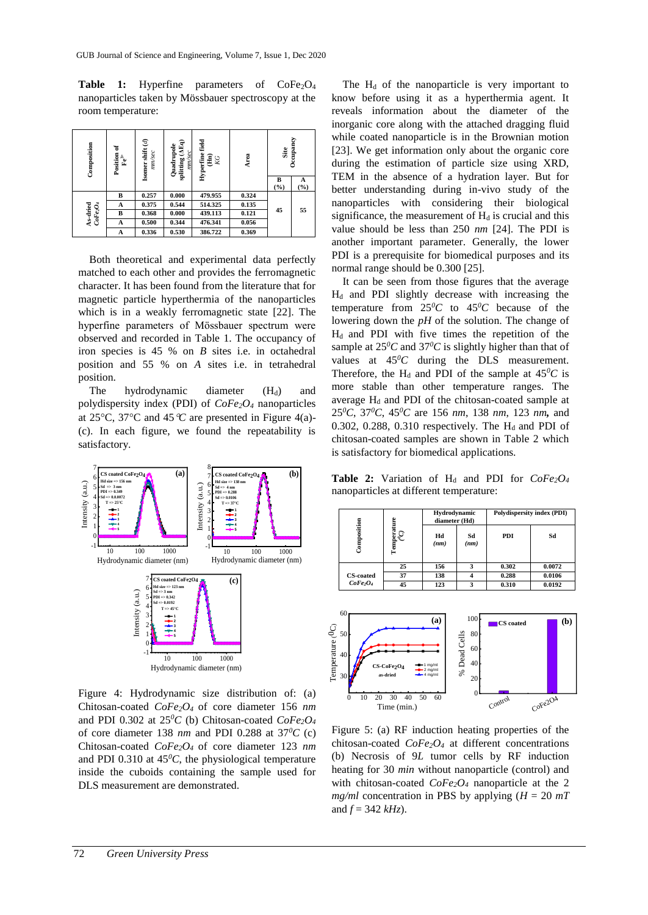**Table 1:** Hyperfine parameters of $CoFe_2O_4$ nanoparticles taken by Mössbauer spectroscopy at the room temperature:

| Composition | Position of $Fe^{3+}$ | Isomer shift ($\delta$) mm/sec | Quadrupole splitting ($\Delta E_Q$) mm/sec | Hyperfine field (Hn) KG | Area | Site Occupancy B (%) | Site Occupancy A (%) |
|---|---|---|---|---|---|---|---|
| As-dried $CoFe_2O_4$ | B | 0.257 | 0.000 | 479.955 | 0.324 | 45 | 55 |
| | A | 0.375 | 0.544 | 514.325 | 0.135 | | |
| | B | 0.368 | 0.000 | 439.113 | 0.121 | | |
| | A | 0.500 | 0.344 | 476.341 | 0.056 | | |
| | A | 0.336 | 0.530 | 386.722 | 0.369 | | |

Both theoretical and experimental data perfectly matched to each other and provides the ferromagnetic character. It has been found from the literature that for magnetic particle hyperthermia of the nanoparticles which is in a weakly ferromagnetic state [22]. The hyperfine parameters of Mössbauer spectrum were observed and recorded in Table 1. The occupancy of iron species is 45 % on *B* sites i.e. in octahedral position and 55 % on *A* sites i.e. in tetrahedral position.

The hydrodynamic diameter ($H_d$) and polydispersity index (PDI) of $CoFe_2O_4$ nanoparticles at 25°C, 37°C and 45 ℃ are presented in Figure 4(a)-(c). In each figure, we found the repeatability is satisfactory.

Figure 4: Hydrodynamic size distribution of: (a) Chitosan-coated $CoFe_2O_4$ of core diameter 156 *nm* and PDI 0.302 at $25^0C$ (b) Chitosan-coated $CoFe_2O_4$ of core diameter 138 *nm* and PDI 0.288 at $37^0C$ (c) Chitosan-coated $CoFe_2O_4$ of core diameter 123 *nm* and PDI 0.310 at $45^0C$, the physiological temperature inside the cuboids containing the sample used for DLS measurement are demonstrated.

The $H_d$ of the nanoparticle is very important to know before using it as a hyperthermia agent. It reveals information about the diameter of the inorganic core along with the attached dragging fluid while coated nanoparticle is in the Brownian motion [23]. We get information only about the organic core during the estimation of particle size using XRD, TEM in the absence of a hydration layer. But for better understanding during in-vivo study of the nanoparticles with considering their biological significance, the measurement of $H_d$ is crucial and this value should be less than 250 *nm* [24]. The PDI is another important parameter. Generally, the lower PDI is a prerequisite for biomedical purposes and its normal range should be 0.300 [25].

It can be seen from those figures that the average $H_d$ and PDI slightly decrease with increasing the temperature from $25^0C$ to $45^0C$ because of the lowering down the *pH* of the solution. The change of $H_d$ and PDI with five times the repetition of the sample at $25^0C$ and $37^0C$ is slightly higher than that of values at $45^0C$ during the DLS measurement. Therefore, the $H_d$ and PDI of the sample at $45^0C$ is more stable than other temperature ranges. The average $H_d$ and PDI of the chitosan-coated sample at $25^0C$, $37^0C$, $45^0C$ are 156 *nm*, 138 *nm*, 123 *nm*, and 0.302, 0.288, 0.310 respectively. The $H_d$ and PDI of chitosan-coated samples are shown in Table 2 which is satisfactory for biomedical applications.

**Table 2:** Variation of $H_d$ and PDI for $CoFe_2O_4$ nanoparticles at different temperature:

| Composition | Temperature (°C) | Hydrodynamic diameter (Hd) Hd (nm) | Hydrodynamic diameter (Hd) Sd (nm) | Polydispersity index (PDI) PDI | Polydispersity index (PDI) Sd |
|---|---|---|---|---|---|
| CS-coated $CoFe_2O_4$ | 25 | 156 | 3 | 0.302 | 0.0072 |
| | 37 | 138 | 4 | 0.288 | 0.0106 |
| | 45 | 123 | 3 | 0.310 | 0.0192 |

Figure 5: (a) RF induction heating properties of the chitosan-coated $CoFe_2O_4$ at different concentrations (b) Necrosis of 9*L* tumor cells by RF induction heating for 30 *min* without nanoparticle (control) and with chitosan-coated $CoFe_2O_4$ nanoparticle at the 2 *mg/ml* concentration in PBS by applying ($H = 20$ *mT* and $f = 342$ *kHz*).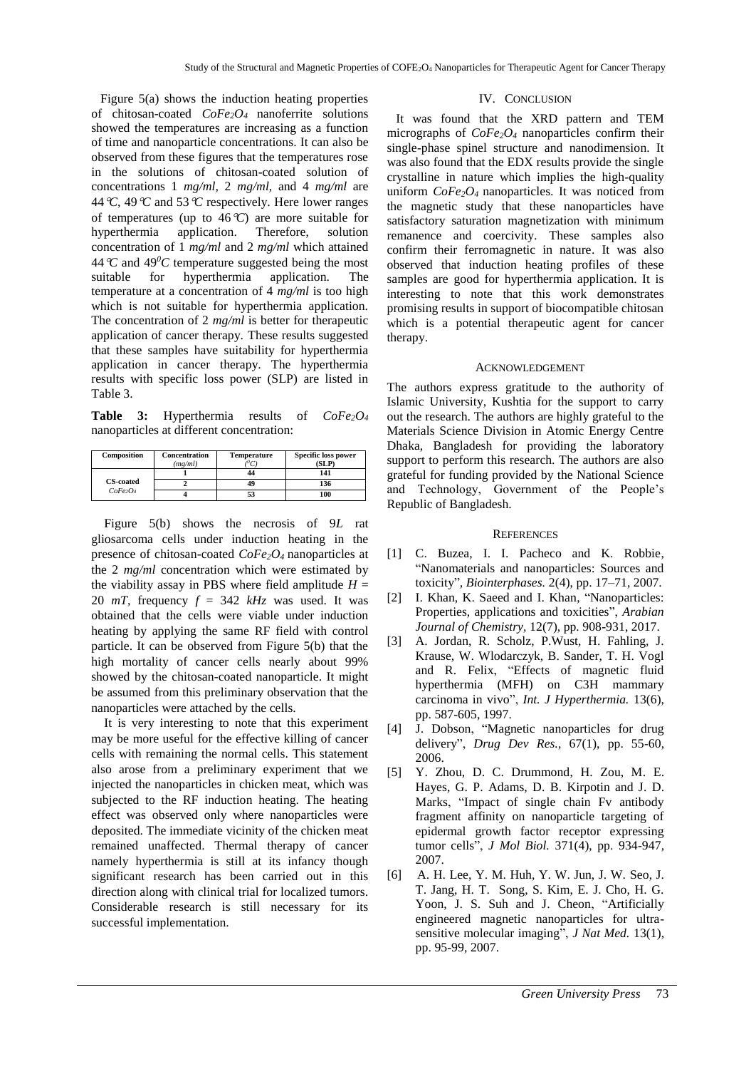Figure 5(a) shows the induction heating properties of chitosan-coated $CoFe_2O_4$ nanoferrite solutions showed the temperatures are increasing as a function of time and nanoparticle concentrations. It can also be observed from these figures that the temperatures rose in the solutions of chitosan-coated solution of concentrations 1 *mg/ml*, 2 *mg/ml*, and 4 *mg/ml* are 44℃, 49℃ and 53℃ respectively. Here lower ranges of temperatures (up to 46℃) are more suitable for hyperthermia application. Therefore, solution concentration of 1 *mg/ml* and 2 *mg/ml* which attained 44℃ and $49^0C$ temperature suggested being the most suitable for hyperthermia application. The temperature at a concentration of 4 *mg/ml* is too high which is not suitable for hyperthermia application. The concentration of 2 *mg/ml* is better for therapeutic application of cancer therapy. These results suggested that these samples have suitability for hyperthermia application in cancer therapy. The hyperthermia results with specific loss power (SLP) are listed in Table 3.

**Table 3:** Hyperthermia results of $CoFe_2O_4$ nanoparticles at different concentration:

| Composition | Concentration (mg/ml) | Temperature ($^0C$) | Specific loss power (SLP) |
|---|---|---|---|
| CS-coated $CoFe_2O_4$ | 1 | 44 | 141 |
| | 2 | 49 | 136 |
| | 4 | 53 | 100 |

Figure 5(b) shows the necrosis of 9*L* rat gliosarcoma cells under induction heating in the presence of chitosan-coated $CoFe_2O_4$ nanoparticles at the 2 *mg/ml* concentration which were estimated by the viability assay in PBS where field amplitude $H$ = 20 *mT*, frequency $f$ = 342 *kHz* was used. It was obtained that the cells were viable under induction heating by applying the same RF field with control particle. It can be observed from Figure 5(b) that the high mortality of cancer cells nearly about 99% showed by the chitosan-coated nanoparticle. It might be assumed from this preliminary observation that the nanoparticles were attached by the cells.

It is very interesting to note that this experiment may be more useful for the effective killing of cancer cells with remaining the normal cells. This statement also arose from a preliminary experiment that we injected the nanoparticles in chicken meat, which was subjected to the RF induction heating. The heating effect was observed only where nanoparticles were deposited. The immediate vicinity of the chicken meat remained unaffected. Thermal therapy of cancer namely hyperthermia is still at its infancy though significant research has been carried out in this direction along with clinical trial for localized tumors. Considerable research is still necessary for its successful implementation.

## IV. Conclusion

It was found that the XRD pattern and TEM micrographs of $CoFe_2O_4$ nanoparticles confirm their single-phase spinel structure and nanodimension. It was also found that the EDX results provide the single crystalline in nature which implies the high-quality uniform $CoFe_2O_4$ nanoparticles. It was noticed from the magnetic study that these nanoparticles have satisfactory saturation magnetization with minimum remanence and coercivity. These samples also confirm their ferromagnetic in nature. It was also observed that induction heating profiles of these samples are good for hyperthermia application. It is interesting to note that this work demonstrates promising results in support of biocompatible chitosan which is a potential therapeutic agent for cancer therapy.

## Acknowledgement

The authors express gratitude to the authority of Islamic University, Kushtia for the support to carry out the research. The authors are highly grateful to the Materials Science Division in Atomic Energy Centre Dhaka, Bangladesh for providing the laboratory support to perform this research. The authors are also grateful for funding provided by the National Science and Technology, Government of the People's Republic of Bangladesh.

## References

[1] C. Buzea, I. I. Pacheco and K. Robbie, "Nanomaterials and nanoparticles: Sources and toxicity", *Biointerphases.* 2(4), pp. 17–71, 2007.

[2] I. Khan, K. Saeed and I. Khan, "Nanoparticles: Properties, applications and toxicities", *Arabian Journal of Chemistry*, 12(7), pp. 908-931, 2017.

[3] A. Jordan, R. Scholz, P.Wust, H. Fahling, J. Krause, W. Wlodarczyk, B. Sander, T. H. Vogl and R. Felix, "Effects of magnetic fluid hyperthermia (MFH) on C3H mammary carcinoma in vivo", *Int. J Hyperthermia.* 13(6), pp. 587-605, 1997.

[4] J. Dobson, "Magnetic nanoparticles for drug delivery", *Drug Dev Res.*, 67(1), pp. 55-60, 2006.

[5] Y. Zhou, D. C. Drummond, H. Zou, M. E. Hayes, G. P. Adams, D. B. Kirpotin and J. D. Marks, "Impact of single chain Fv antibody fragment affinity on nanoparticle targeting of epidermal growth factor receptor expressing tumor cells", *J Mol Biol.* 371(4), pp. 934-947, 2007.

[6] A. H. Lee, Y. M. Huh, Y. W. Jun, J. W. Seo, J. T. Jang, H. T. Song, S. Kim, E. J. Cho, H. G. Yoon, J. S. Suh and J. Cheon, "Artificially engineered magnetic nanoparticles for ultra-sensitive molecular imaging", *J Nat Med.* 13(1), pp. 95-99, 2007.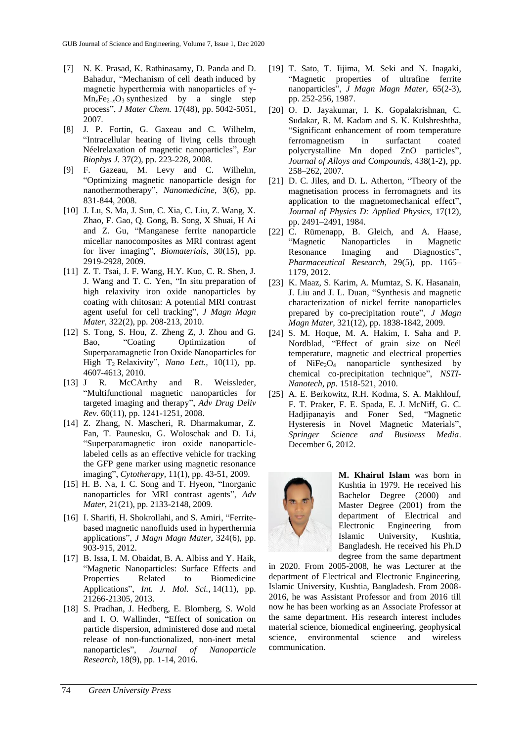[7] N. K. Prasad, K. Rathinasamy, D. Panda and D. Bahadur, "Mechanism of cell death induced by magnetic hyperthermia with nanoparticles of γ-$Mn_xFe_{2-x}O_3$ synthesized by a single step process", *J Mater Chem.* 17(48), pp. 5042-5051, 2007.

[8] J. P. Fortin, G. Gaxeau and C. Wilhelm, "Intracellular heating of living cells through Néelrelaxation of magnetic nanoparticles", *Eur Biophys J.* 37(2), pp. 223-228, 2008.

[9] F. Gazeau, M. Levy and C. Wilhelm, "Optimizing magnetic nanoparticle design for nanothermotherapy", *Nanomedicine,* 3(6), pp. 831-844, 2008.

[10] J. Lu, S. Ma, J. Sun, C. Xia, C. Liu, Z. Wang, X. Zhao, F. Gao, Q. Gong, B. Song, X Shuai, H Ai and Z. Gu, "Manganese ferrite nanoparticle micellar nanocomposites as MRI contrast agent for liver imaging", *Biomaterials,* 30(15), pp. 2919-2928, 2009.

[11] Z. T. Tsai, J. F. Wang, H.Y. Kuo, C. R. Shen, J. J. Wang and T. C. Yen, "In situ preparation of high relaxivity iron oxide nanoparticles by coating with chitosan: A potential MRI contrast agent useful for cell tracking", *J Magn Magn Mater,* 322(2), pp. 208-213, 2010.

[12] S. Tong, S. Hou, Z. Zheng Z, J. Zhou and G. Bao, "Coating Optimization of Superparamagnetic Iron Oxide Nanoparticles for High $T_2$ Relaxivity", *Nano Lett.,* 10(11), pp. 4607-4613, 2010.

[13] J R. McCArthy and R. Weissleder, "Multifunctional magnetic nanoparticles for targeted imaging and therapy", *Adv Drug Deliv Rev.* 60(11), pp. 1241-1251, 2008.

[14] Z. Zhang, N. Mascheri, R. Dharmakumar, Z. Fan, T. Paunesku, G. Woloschak and D. Li, "Superparamagnetic iron oxide nanoparticle-labeled cells as an effective vehicle for tracking the GFP gene marker using magnetic resonance imaging", *Cytotherapy,* 11(1), pp. 43-51, 2009.

[15] H. B. Na, I. C. Song and T. Hyeon, "Inorganic nanoparticles for MRI contrast agents", *Adv Mater,* 21(21), pp. 2133-2148, 2009.

[16] I. Sharifi, H. Shokrollahi, and S. Amiri, "Ferrite-based magnetic nanofluids used in hyperthermia applications", *J Magn Magn Mater*, 324(6), pp. 903-915, 2012.

[17] B. Issa, I. M. Obaidat, B. A. Albiss and Y. Haik, "Magnetic Nanoparticles: Surface Effects and Properties Related to Biomedicine Applications", *Int. J. Mol. Sci.,* 14(11), pp. 21266-21305, 2013.

[18] S. Pradhan, J. Hedberg, E. Blomberg, S. Wold and I. O. Wallinder, "Effect of sonication on particle dispersion, administered dose and metal release of non-functionalized, non-inert metal nanoparticles", *Journal of Nanoparticle Research,* 18(9), pp. 1-14, 2016.

[19] T. Sato, T. Iijima, M. Seki and N. Inagaki, "Magnetic properties of ultrafine ferrite nanoparticles", *J Magn Magn Mater,* 65(2-3), pp. 252-256, 1987.

[20] O. D. Jayakumar, I. K. Gopalakrishnan, C. Sudakar, R. M. Kadam and S. K. Kulshreshtha, "Significant enhancement of room temperature ferromagnetism in surfactant coated polycrystalline Mn doped ZnO particles", *Journal of Alloys and Compounds,* 438(1-2), pp. 258–262, 2007.

[21] D. C. Jiles, and D. L. Atherton, "Theory of the magnetisation process in ferromagnets and its application to the magnetomechanical effect", *Journal of Physics D: Applied Physics,* 17(12), pp. 2491–2491, 1984.

[22] C. Rümenapp, B. Gleich, and A. Haase, "Magnetic Nanoparticles in Magnetic Resonance Imaging and Diagnostics", *Pharmaceutical Research,* 29(5), pp. 1165–1179, 2012.

[23] K. Maaz, S. Karim, A. Mumtaz, S. K. Hasanain, J. Liu and J. L. Duan, "Synthesis and magnetic characterization of nickel ferrite nanoparticles prepared by co-precipitation route", *J Magn Magn Mater,* 321(12), pp. 1838-1842, 2009.

[24] S. M. Hoque, M. A. Hakim, I. Saha and P. Nordblad, "Effect of grain size on Neél temperature, magnetic and electrical properties of $NiFe_2O_4$ nanoparticle synthesized by chemical co-precipitation technique", *NSTI-Nanotech, pp.* 1518-521, 2010.

[25] A. E. Berkowitz, R.H. Kodma, S. A. Makhlouf, F. T. Praker, F. E. Spada, E. J. McNiff, G. C. Hadjipanayis and Foner Sed, "Magnetic Hysteresis in Novel Magnetic Materials", *Springer Science and Business Media*. December 6, 2012.

**M. Khairul Islam** was born in Kushtia in 1979. He received his Bachelor Degree (2000) and Master Degree (2001) from the department of Electrical and Electronic Engineering from Islamic University, Kushtia, Bangladesh. He received his Ph.D degree from the same department in 2020. From 2005-2008, he was Lecturer at the department of Electrical and Electronic Engineering, Islamic University, Kushtia, Bangladesh. From 2008-2016, he was Assistant Professor and from 2016 till now he has been working as an Associate Professor at the same department. His research interest includes material science, biomedical engineering, geophysical science, environmental science and wireless communication.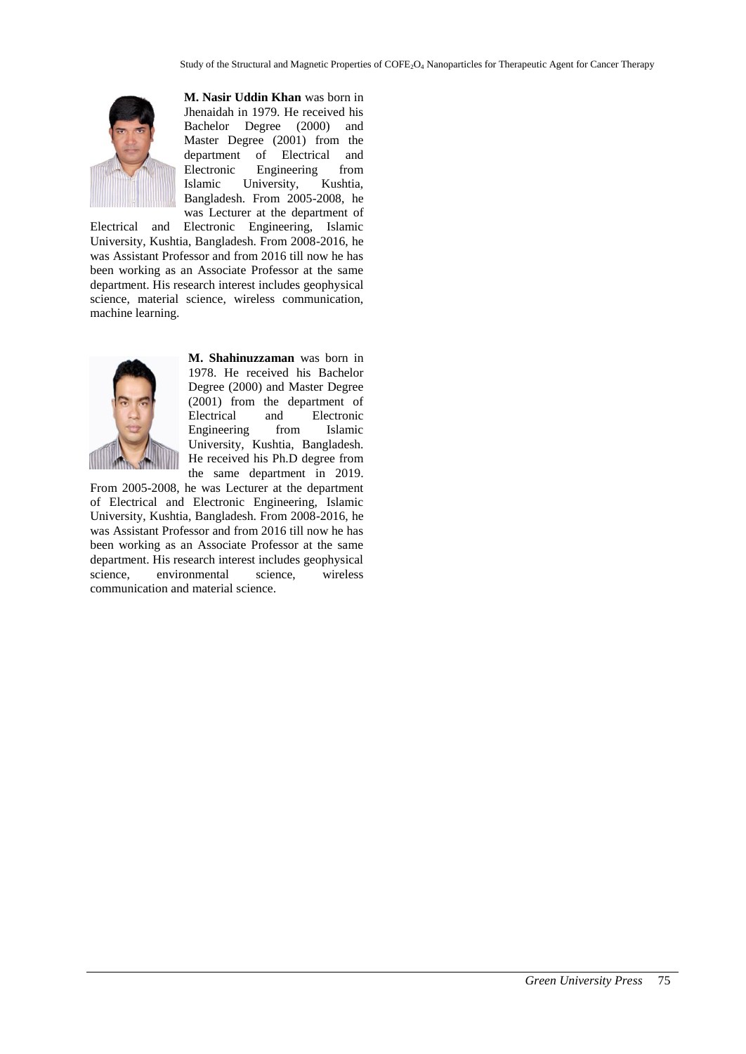**M. Nasir Uddin Khan** was born in Jhenaidah in 1979. He received his Bachelor Degree (2000) and Master Degree (2001) from the department of Electrical and Electronic Engineering from Islamic University, Kushtia, Bangladesh. From 2005-2008, he was Lecturer at the department of Electrical and Electronic Engineering, Islamic University, Kushtia, Bangladesh. From 2008-2016, he was Assistant Professor and from 2016 till now he has been working as an Associate Professor at the same department. His research interest includes geophysical science, material science, wireless communication, machine learning.

**M. Shahinuzzaman** was born in 1978. He received his Bachelor Degree (2000) and Master Degree (2001) from the department of Electrical and Electronic Engineering from Islamic University, Kushtia, Bangladesh. He received his Ph.D degree from the same department in 2019. From 2005-2008, he was Lecturer at the department of Electrical and Electronic Engineering, Islamic University, Kushtia, Bangladesh. From 2008-2016, he was Assistant Professor and from 2016 till now he has been working as an Associate Professor at the same department. His research interest includes geophysical science, environmental science, wireless communication and material science.